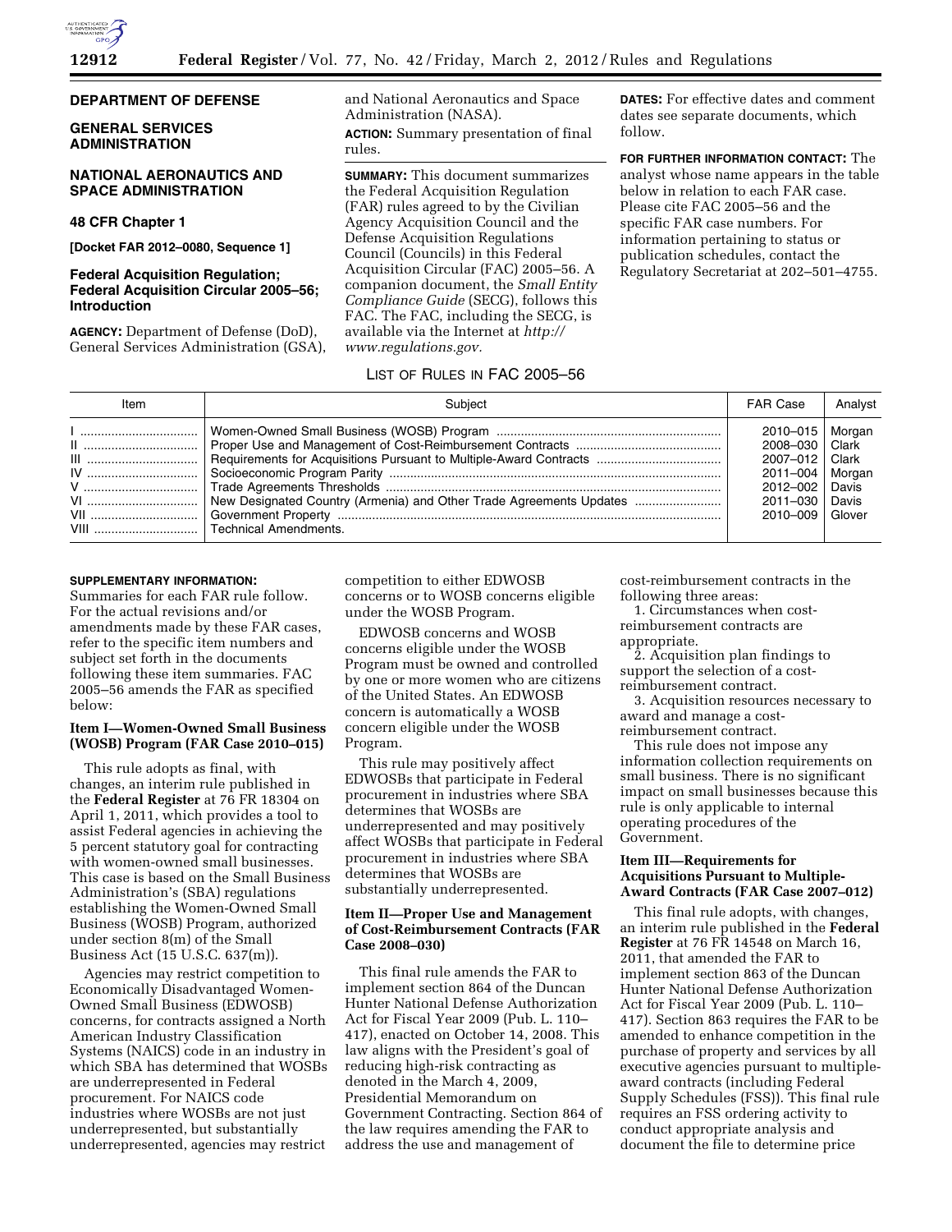**DEPARTMENT OF DEFENSE**

**GENERAL SERVICES ADMINISTRATION**

**NATIONAL AERONAUTICS AND SPACE ADMINISTRATION**

**48 CFR Chapter 1**

**[Docket FAR 2012–0080, Sequence 1]**

## Federal Acquisition Regulation; Federal Acquisition Circular 2005–56; Introduction

**AGENCY:** Department of Defense (DoD), General Services Administration (GSA), and National Aeronautics and Space Administration (NASA).

**ACTION:** Summary presentation of final rules.

**SUMMARY:** This document summarizes the Federal Acquisition Regulation (FAR) rules agreed to by the Civilian Agency Acquisition Council and the Defense Acquisition Regulations Council (Councils) in this Federal Acquisition Circular (FAC) 2005–56. A companion document, the *Small Entity Compliance Guide* (SECG), follows this FAC. The FAC, including the SECG, is available via the Internet at *http://www.regulations.gov.*

**DATES:** For effective dates and comment dates see separate documents, which follow.

**FOR FURTHER INFORMATION CONTACT:** The analyst whose name appears in the table below in relation to each FAR case. Please cite FAC 2005–56 and the specific FAR case numbers. For information pertaining to status or publication schedules, contact the Regulatory Secretariat at 202–501–4755.

LIST OF RULES IN FAC 2005–56

| Item | Subject | FAR Case | Analyst |
|---|---|---|---|
| I | Women-Owned Small Business (WOSB) Program | 2010–015 | Morgan |
| II | Proper Use and Management of Cost-Reimbursement Contracts | 2008–030 | Clark |
| III | Requirements for Acquisitions Pursuant to Multiple-Award Contracts | 2007–012 | Clark |
| IV | Socioeconomic Program Parity | 2011–004 | Morgan |
| V | Trade Agreements Thresholds | 2012–002 | Davis |
| VI | New Designated Country (Armenia) and Other Trade Agreements Updates | 2011–030 | Davis |
| VII | Government Property | 2010–009 | Glover |
| VIII | Technical Amendments. | | |

**SUPPLEMENTARY INFORMATION:**

Summaries for each FAR rule follow. For the actual revisions and/or amendments made by these FAR cases, refer to the specific item numbers and subject set forth in the documents following these item summaries. FAC 2005–56 amends the FAR as specified below:

### Item I—Women-Owned Small Business (WOSB) Program (FAR Case 2010–015)

This rule adopts as final, with changes, an interim rule published in the **Federal Register** at 76 FR 18304 on April 1, 2011, which provides a tool to assist Federal agencies in achieving the 5 percent statutory goal for contracting with women-owned small businesses. This case is based on the Small Business Administration's (SBA) regulations establishing the Women-Owned Small Business (WOSB) Program, authorized under section 8(m) of the Small Business Act (15 U.S.C. 637(m)).

Agencies may restrict competition to Economically Disadvantaged Women-Owned Small Business (EDWOSB) concerns, for contracts assigned a North American Industry Classification Systems (NAICS) code in an industry in which SBA has determined that WOSBs are underrepresented in Federal procurement. For NAICS code industries where WOSBs are not just underrepresented, but substantially underrepresented, agencies may restrict competition to either EDWOSB concerns or to WOSB concerns eligible under the WOSB Program.

EDWOSB concerns and WOSB concerns eligible under the WOSB Program must be owned and controlled by one or more women who are citizens of the United States. An EDWOSB concern is automatically a WOSB concern eligible under the WOSB Program.

This rule may positively affect EDWOSBs that participate in Federal procurement in industries where SBA determines that WOSBs are underrepresented and may positively affect WOSBs that participate in Federal procurement in industries where SBA determines that WOSBs are substantially underrepresented.

### Item II—Proper Use and Management of Cost-Reimbursement Contracts (FAR Case 2008–030)

This final rule amends the FAR to implement section 864 of the Duncan Hunter National Defense Authorization Act for Fiscal Year 2009 (Pub. L. 110–417), enacted on October 14, 2008. This law aligns with the President's goal of reducing high-risk contracting as denoted in the March 4, 2009, Presidential Memorandum on Government Contracting. Section 864 of the law requires amending the FAR to address the use and management of cost-reimbursement contracts in the following three areas:

1. Circumstances when cost-reimbursement contracts are appropriate.
2. Acquisition plan findings to support the selection of a cost-reimbursement contract.
3. Acquisition resources necessary to award and manage a cost-reimbursement contract.

This rule does not impose any information collection requirements on small business. There is no significant impact on small businesses because this rule is only applicable to internal operating procedures of the Government.

### Item III—Requirements for Acquisitions Pursuant to Multiple-Award Contracts (FAR Case 2007–012)

This final rule adopts, with changes, an interim rule published in the **Federal Register** at 76 FR 14548 on March 16, 2011, that amended the FAR to implement section 863 of the Duncan Hunter National Defense Authorization Act for Fiscal Year 2009 (Pub. L. 110–417). Section 863 requires the FAR to be amended to enhance competition in the purchase of property and services by all executive agencies pursuant to multiple-award contracts (including Federal Supply Schedules (FSS)). This final rule requires an FSS ordering activity to conduct appropriate analysis and document the file to determine price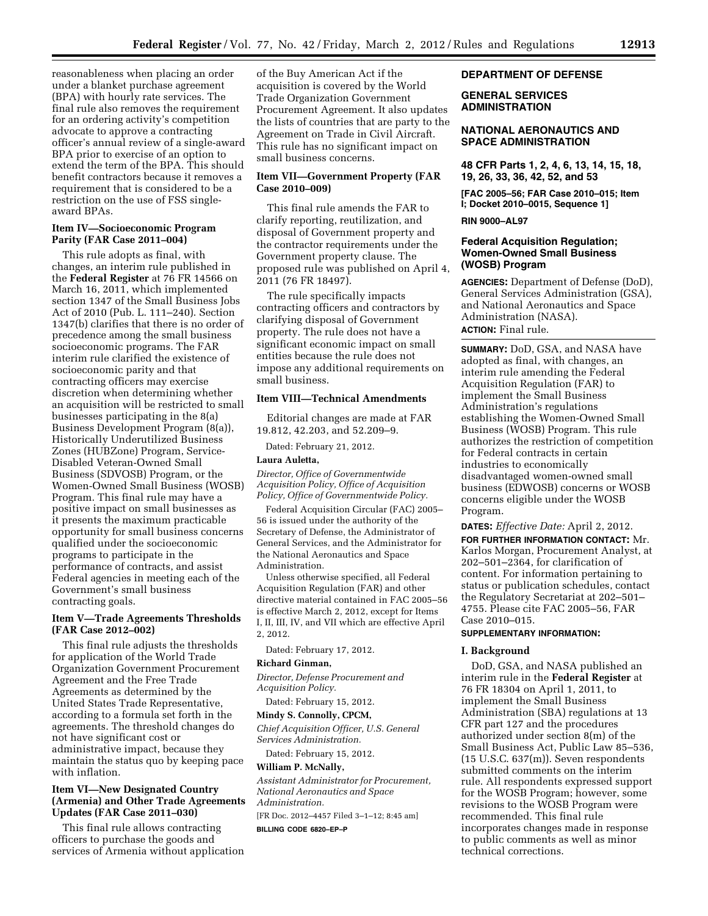reasonableness when placing an order under a blanket purchase agreement (BPA) with hourly rate services. The final rule also removes the requirement for an ordering activity's competition advocate to approve a contracting officer's annual review of a single-award BPA prior to exercise of an option to extend the term of the BPA. This should benefit contractors because it removes a requirement that is considered to be a restriction on the use of FSS single-award BPAs.

#### Item IV—Socioeconomic Program Parity (FAR Case 2011–004)

This rule adopts as final, with changes, an interim rule published in the **Federal Register** at 76 FR 14566 on March 16, 2011, which implemented section 1347 of the Small Business Jobs Act of 2010 (Pub. L. 111–240). Section 1347(b) clarifies that there is no order of precedence among the small business socioeconomic programs. The FAR interim rule clarified the existence of socioeconomic parity and that contracting officers may exercise discretion when determining whether an acquisition will be restricted to small businesses participating in the 8(a) Business Development Program (8(a)), Historically Underutilized Business Zones (HUBZone) Program, Service-Disabled Veteran-Owned Small Business (SDVOSB) Program, or the Women-Owned Small Business (WOSB) Program. This final rule may have a positive impact on small businesses as it presents the maximum practicable opportunity for small business concerns qualified under the socioeconomic programs to participate in the performance of contracts, and assist Federal agencies in meeting each of the Government's small business contracting goals.

#### Item V—Trade Agreements Thresholds (FAR Case 2012–002)

This final rule adjusts the thresholds for application of the World Trade Organization Government Procurement Agreement and the Free Trade Agreements as determined by the United States Trade Representative, according to a formula set forth in the agreements. The threshold changes do not have significant cost or administrative impact, because they maintain the status quo by keeping pace with inflation.

#### Item VI—New Designated Country (Armenia) and Other Trade Agreements Updates (FAR Case 2011–030)

This final rule allows contracting officers to purchase the goods and services of Armenia without application of the Buy American Act if the acquisition is covered by the World Trade Organization Government Procurement Agreement. It also updates the lists of countries that are party to the Agreement on Trade in Civil Aircraft. This rule has no significant impact on small business concerns.

#### Item VII—Government Property (FAR Case 2010–009)

This final rule amends the FAR to clarify reporting, reutilization, and disposal of Government property and the contractor requirements under the Government property clause. The proposed rule was published on April 4, 2011 (76 FR 18497).

The rule specifically impacts contracting officers and contractors by clarifying disposal of Government property. The rule does not have a significant economic impact on small entities because the rule does not impose any additional requirements on small business.

#### Item VIII—Technical Amendments

Editorial changes are made at FAR 19.812, 42.203, and 52.209–9.

Dated: February 21, 2012.

**Laura Auletta,**

*Director, Office of Governmentwide Acquisition Policy, Office of Acquisition Policy, Office of Governmentwide Policy.*

Federal Acquisition Circular (FAC) 2005–56 is issued under the authority of the Secretary of Defense, the Administrator of General Services, and the Administrator for the National Aeronautics and Space Administration.

Unless otherwise specified, all Federal Acquisition Regulation (FAR) and other directive material contained in FAC 2005–56 is effective March 2, 2012, except for Items I, II, III, IV, and VII which are effective April 2, 2012.

Dated: February 17, 2012.

**Richard Ginman,**

*Director, Defense Procurement and Acquisition Policy.*

Dated: February 15, 2012.

**Mindy S. Connolly, CPCM,**

*Chief Acquisition Officer, U.S. General Services Administration.*

Dated: February 15, 2012.

**William P. McNally,**

*Assistant Administrator for Procurement, National Aeronautics and Space Administration.*

[FR Doc. 2012–4457 Filed 3–1–12; 8:45 am]

**BILLING CODE 6820–EP–P**

---

**DEPARTMENT OF DEFENSE**

**GENERAL SERVICES ADMINISTRATION**

**NATIONAL AERONAUTICS AND SPACE ADMINISTRATION**

**48 CFR Parts 1, 2, 4, 6, 13, 14, 15, 18, 19, 26, 33, 36, 42, 52, and 53**

**[FAC 2005–56; FAR Case 2010–015; Item I; Docket 2010–0015, Sequence 1]**

**RIN 9000–AL97**

## Federal Acquisition Regulation; Women-Owned Small Business (WOSB) Program

**AGENCIES:** Department of Defense (DoD), General Services Administration (GSA), and National Aeronautics and Space Administration (NASA).

**ACTION:** Final rule.

**SUMMARY:** DoD, GSA, and NASA have adopted as final, with changes, an interim rule amending the Federal Acquisition Regulation (FAR) to implement the Small Business Administration's regulations establishing the Women-Owned Small Business (WOSB) Program. This rule authorizes the restriction of competition for Federal contracts in certain industries to economically disadvantaged women-owned small business (EDWOSB) concerns or WOSB concerns eligible under the WOSB Program.

**DATES:** *Effective Date:* April 2, 2012.

**FOR FURTHER INFORMATION CONTACT:** Mr. Karlos Morgan, Procurement Analyst, at 202–501–2364, for clarification of content. For information pertaining to status or publication schedules, contact the Regulatory Secretariat at 202–501–4755. Please cite FAC 2005–56, FAR Case 2010–015.

**SUPPLEMENTARY INFORMATION:**

### I. Background

DoD, GSA, and NASA published an interim rule in the **Federal Register** at 76 FR 18304 on April 1, 2011, to implement the Small Business Administration (SBA) regulations at 13 CFR part 127 and the procedures authorized under section 8(m) of the Small Business Act, Public Law 85–536, (15 U.S.C. 637(m)). Seven respondents submitted comments on the interim rule. All respondents expressed support for the WOSB Program; however, some revisions to the WOSB Program were recommended. This final rule incorporates changes made in response to public comments as well as minor technical corrections.